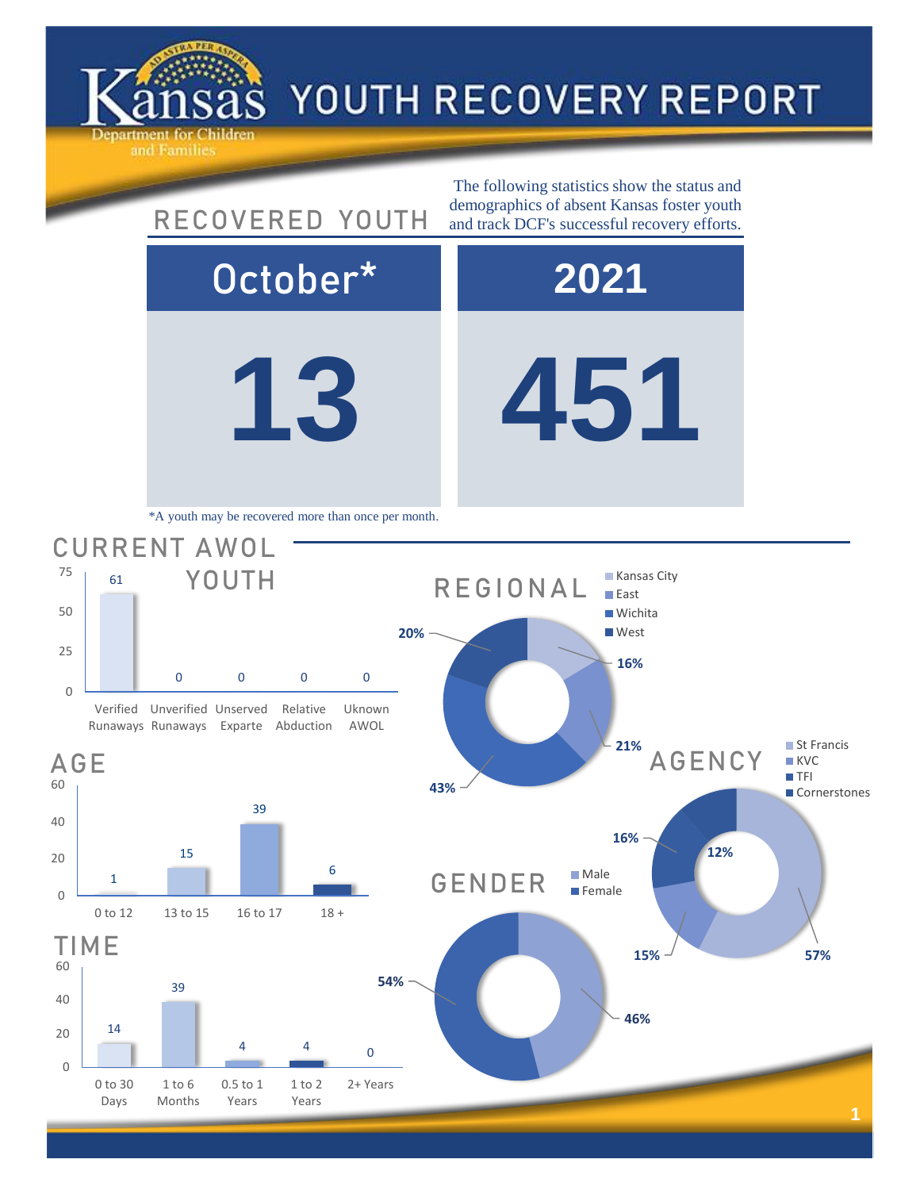# Kansas Department for Children and Families — YOUTH RECOVERY REPORT

## RECOVERED YOUTH

The following statistics show the status and demographics of absent Kansas foster youth and track DCF's successful recovery efforts.

| October* | 2021 |
|---|---|
| 13 | 451 |

*A youth may be recovered more than once per month.

## CURRENT AWOL YOUTH

| Category | Count |
|---|---|
| Verified Runaways | 61 |
| Unverified Runaways | 0 |
| Unserved Exparte | 0 |
| Relative Abduction | 0 |
| Uknown AWOL | 0 |

## REGIONAL

| Region | Percent |
|---|---|
| Kansas City | 16% |
| East | 21% |
| Wichita | 43% |
| West | 20% |

## AGE

| Age | Count |
|---|---|
| 0 to 12 | 1 |
| 13 to 15 | 15 |
| 16 to 17 | 39 |
| 18 + | 6 |

## AGENCY

| Agency | Percent |
|---|---|
| St Francis | 57% |
| KVC | 15% |
| TFI | 16% |
| Cornerstones | 12% |

## GENDER

| Gender | Percent |
|---|---|
| Male | 46% |
| Female | 54% |

## TIME

| Time | Count |
|---|---|
| 0 to 30 Days | 14 |
| 1 to 6 Months | 39 |
| 0.5 to 1 Years | 4 |
| 1 to 2 Years | 4 |
| 2+ Years | 0 |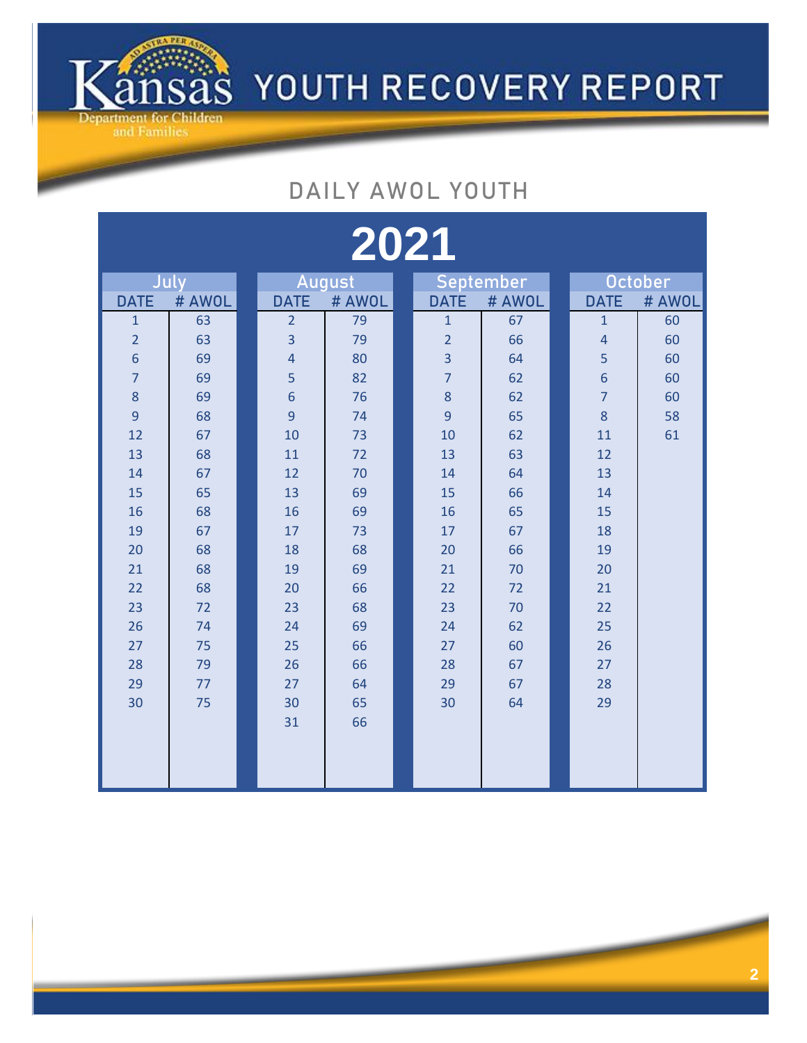# Kansas Department for Children and Families YOUTH RECOVERY REPORT

## DAILY AWOL YOUTH

## 2021

| July | | August | | September | | October | |
|---|---|---|---|---|---|---|---|
| DATE | # AWOL | DATE | # AWOL | DATE | # AWOL | DATE | # AWOL |
| 1 | 63 | 2 | 79 | 1 | 67 | 1 | 60 |
| 2 | 63 | 3 | 79 | 2 | 66 | 4 | 60 |
| 6 | 69 | 4 | 80 | 3 | 64 | 5 | 60 |
| 7 | 69 | 5 | 82 | 7 | 62 | 6 | 60 |
| 8 | 69 | 6 | 76 | 8 | 62 | 7 | 60 |
| 9 | 68 | 9 | 74 | 9 | 65 | 8 | 58 |
| 12 | 67 | 10 | 73 | 10 | 62 | 11 | 61 |
| 13 | 68 | 11 | 72 | 13 | 63 | 12 | |
| 14 | 67 | 12 | 70 | 14 | 64 | 13 | |
| 15 | 65 | 13 | 69 | 15 | 66 | 14 | |
| 16 | 68 | 16 | 69 | 16 | 65 | 15 | |
| 19 | 67 | 17 | 73 | 17 | 67 | 18 | |
| 20 | 68 | 18 | 68 | 20 | 66 | 19 | |
| 21 | 68 | 19 | 69 | 21 | 70 | 20 | |
| 22 | 68 | 20 | 66 | 22 | 72 | 21 | |
| 23 | 72 | 23 | 68 | 23 | 70 | 22 | |
| 26 | 74 | 24 | 69 | 24 | 62 | 25 | |
| 27 | 75 | 25 | 66 | 27 | 60 | 26 | |
| 28 | 79 | 26 | 66 | 28 | 67 | 27 | |
| 29 | 77 | 27 | 64 | 29 | 67 | 28 | |
| 30 | 75 | 30 | 65 | 30 | 64 | 29 | |
| | | 31 | 66 | | | | |